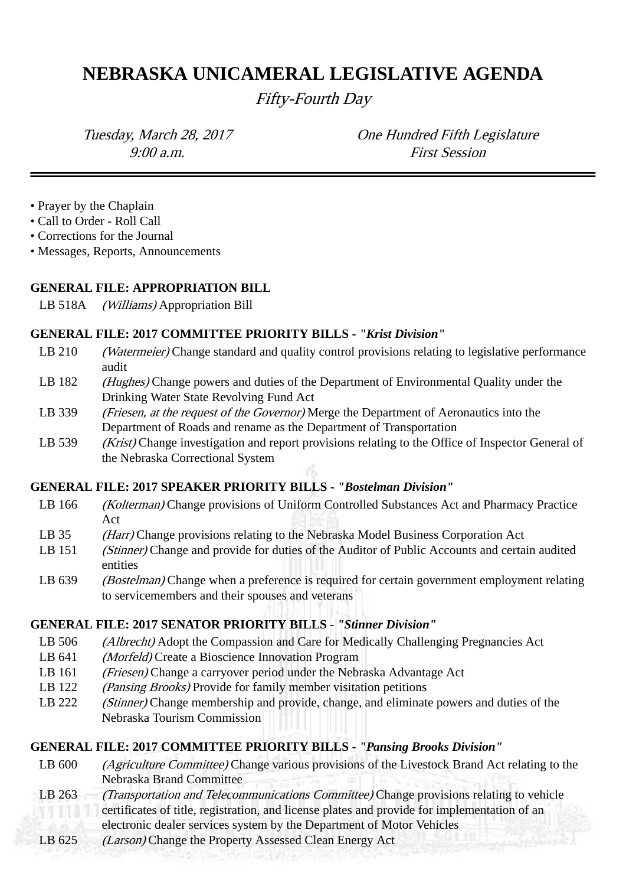# NEBRASKA UNICAMERAL LEGISLATIVE AGENDA

*Fifty-Fourth Day*

*Tuesday, March 28, 2017*
*9:00 a.m.*

*One Hundred Fifth Legislature*
*First Session*

---

- Prayer by the Chaplain
- Call to Order - Roll Call
- Corrections for the Journal
- Messages, Reports, Announcements

**GENERAL FILE: APPROPRIATION BILL**

LB 518A *(Williams)* Appropriation Bill

**GENERAL FILE: 2017 COMMITTEE PRIORITY BILLS - *"Krist Division"***

LB 210 *(Watermeier)* Change standard and quality control provisions relating to legislative performance audit

LB 182 *(Hughes)* Change powers and duties of the Department of Environmental Quality under the Drinking Water State Revolving Fund Act

LB 339 *(Friesen, at the request of the Governor)* Merge the Department of Aeronautics into the Department of Roads and rename as the Department of Transportation

LB 539 *(Krist)* Change investigation and report provisions relating to the Office of Inspector General of the Nebraska Correctional System

**GENERAL FILE: 2017 SPEAKER PRIORITY BILLS - *"Bostelman Division"***

LB 166 *(Kolterman)* Change provisions of Uniform Controlled Substances Act and Pharmacy Practice Act

LB 35 *(Harr)* Change provisions relating to the Nebraska Model Business Corporation Act

LB 151 *(Stinner)* Change and provide for duties of the Auditor of Public Accounts and certain audited entities

LB 639 *(Bostelman)* Change when a preference is required for certain government employment relating to servicemembers and their spouses and veterans

**GENERAL FILE: 2017 SENATOR PRIORITY BILLS - *"Stinner Division"***

LB 506 *(Albrecht)* Adopt the Compassion and Care for Medically Challenging Pregnancies Act

LB 641 *(Morfeld)* Create a Bioscience Innovation Program

LB 161 *(Friesen)* Change a carryover period under the Nebraska Advantage Act

LB 122 *(Pansing Brooks)* Provide for family member visitation petitions

LB 222 *(Stinner)* Change membership and provide, change, and eliminate powers and duties of the Nebraska Tourism Commission

**GENERAL FILE: 2017 COMMITTEE PRIORITY BILLS - *"Pansing Brooks Division"***

LB 600 *(Agriculture Committee)* Change various provisions of the Livestock Brand Act relating to the Nebraska Brand Committee

LB 263 *(Transportation and Telecommunications Committee)* Change provisions relating to vehicle certificates of title, registration, and license plates and provide for implementation of an electronic dealer services system by the Department of Motor Vehicles

LB 625 *(Larson)* Change the Property Assessed Clean Energy Act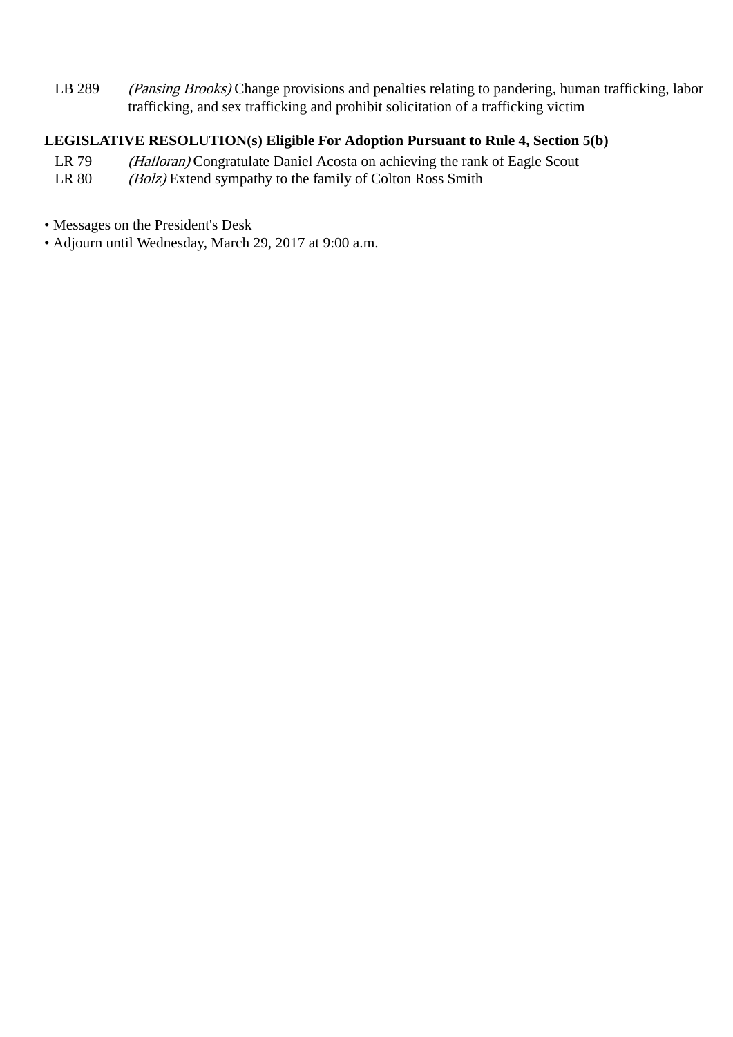LB 289 *(Pansing Brooks)* Change provisions and penalties relating to pandering, human trafficking, labor trafficking, and sex trafficking and prohibit solicitation of a trafficking victim

**LEGISLATIVE RESOLUTION(s) Eligible For Adoption Pursuant to Rule 4, Section 5(b)**

LR 79 *(Halloran)* Congratulate Daniel Acosta on achieving the rank of Eagle Scout
LR 80 *(Bolz)* Extend sympathy to the family of Colton Ross Smith

- Messages on the President's Desk
- Adjourn until Wednesday, March 29, 2017 at 9:00 a.m.